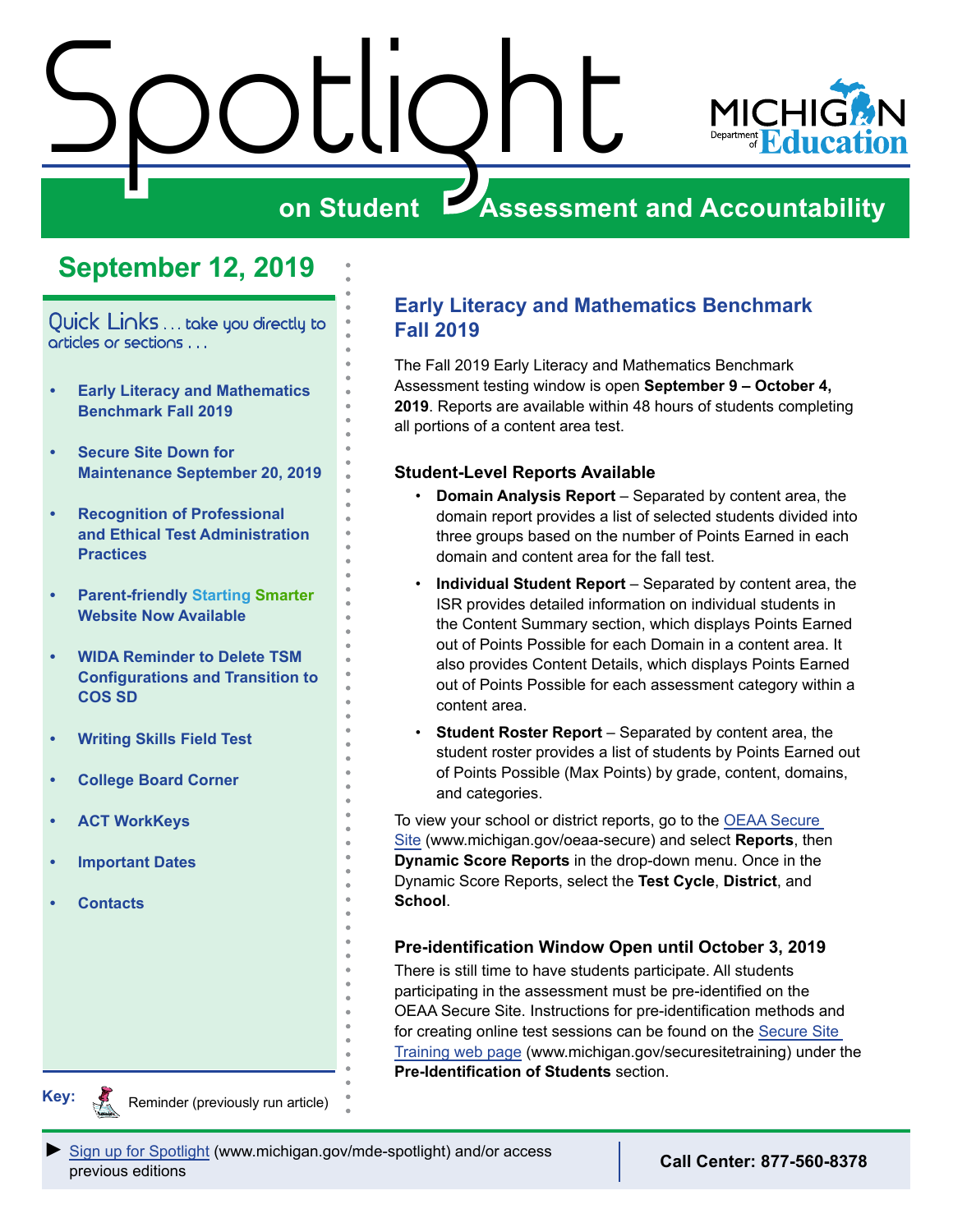# Spotlight on Student Assessment and Accountability

Michigan Department of Education

## September 12, 2019

Quick Links . . . take you directly to articles or sections . . .

- Early Literacy and Mathematics Benchmark Fall 2019
- Secure Site Down for Maintenance September 20, 2019
- Recognition of Professional and Ethical Test Administration Practices
- Parent-friendly Starting Smarter Website Now Available
- WIDA Reminder to Delete TSM Configurations and Transition to COS SD
- Writing Skills Field Test
- College Board Corner
- ACT WorkKeys
- Important Dates
- Contacts

Key: Reminder (previously run article)

## Early Literacy and Mathematics Benchmark Fall 2019

The Fall 2019 Early Literacy and Mathematics Benchmark Assessment testing window is open **September 9 – October 4, 2019**. Reports are available within 48 hours of students completing all portions of a content area test.

### Student-Level Reports Available

- **Domain Analysis Report** – Separated by content area, the domain report provides a list of selected students divided into three groups based on the number of Points Earned in each domain and content area for the fall test.
- **Individual Student Report** – Separated by content area, the ISR provides detailed information on individual students in the Content Summary section, which displays Points Earned out of Points Possible for each Domain in a content area. It also provides Content Details, which displays Points Earned out of Points Possible for each assessment category within a content area.
- **Student Roster Report** – Separated by content area, the student roster provides a list of students by Points Earned out of Points Possible (Max Points) by grade, content, domains, and categories.

To view your school or district reports, go to the OEAA Secure Site (www.michigan.gov/oeaa-secure) and select **Reports**, then **Dynamic Score Reports** in the drop-down menu. Once in the Dynamic Score Reports, select the **Test Cycle**, **District**, and **School**.

### Pre-identification Window Open until October 3, 2019

There is still time to have students participate. All students participating in the assessment must be pre-identified on the OEAA Secure Site. Instructions for pre-identification methods and for creating online test sessions can be found on the Secure Site Training web page (www.michigan.gov/securesitetraining) under the **Pre-Identification of Students** section.

► Sign up for Spotlight (www.michigan.gov/mde-spotlight) and/or access previous editions

**Call Center: 877-560-8378**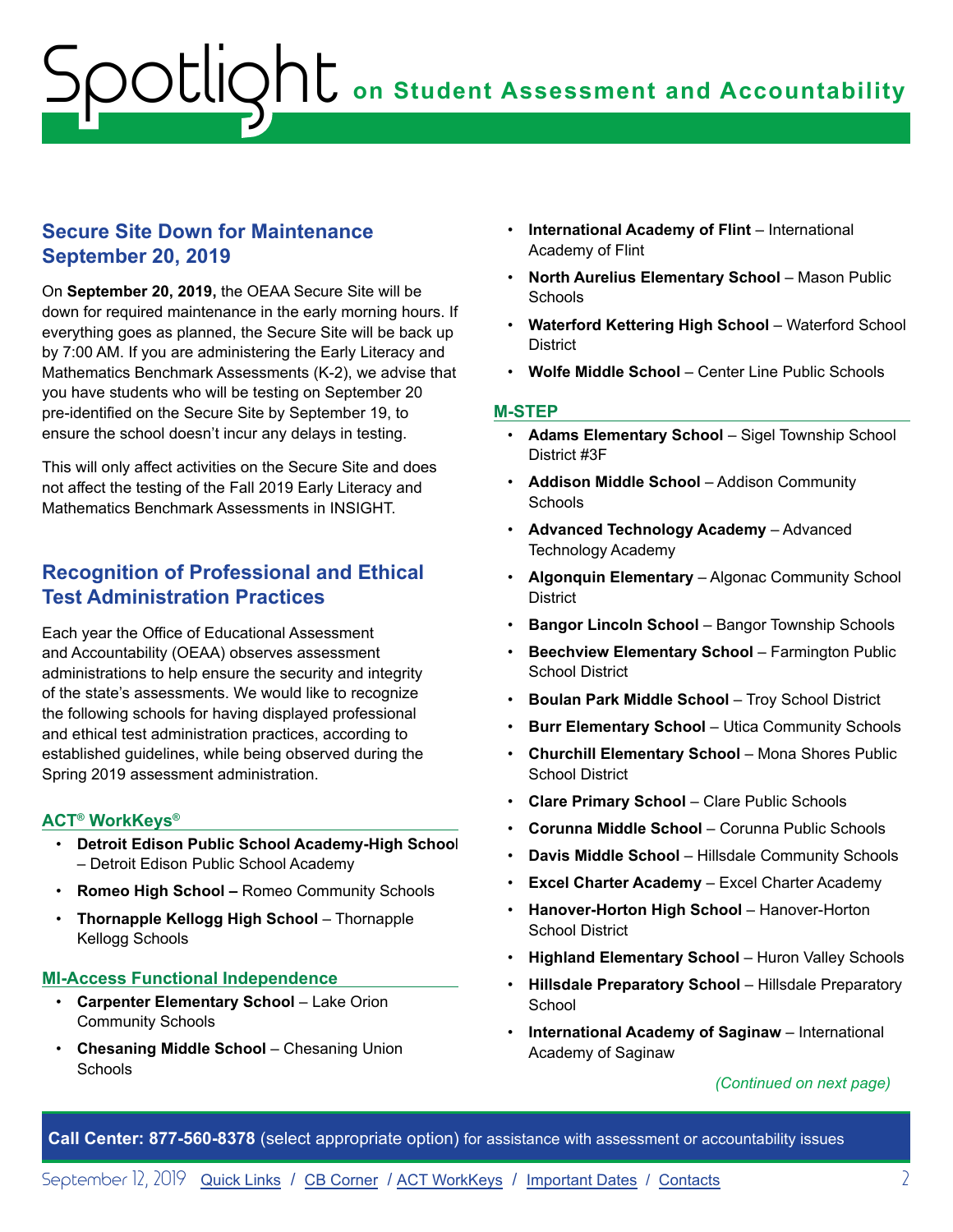## Secure Site Down for Maintenance September 20, 2019

On **September 20, 2019,** the OEAA Secure Site will be down for required maintenance in the early morning hours. If everything goes as planned, the Secure Site will be back up by 7:00 AM. If you are administering the Early Literacy and Mathematics Benchmark Assessments (K-2), we advise that you have students who will be testing on September 20 pre-identified on the Secure Site by September 19, to ensure the school doesn't incur any delays in testing.

This will only affect activities on the Secure Site and does not affect the testing of the Fall 2019 Early Literacy and Mathematics Benchmark Assessments in INSIGHT.

## Recognition of Professional and Ethical Test Administration Practices

Each year the Office of Educational Assessment and Accountability (OEAA) observes assessment administrations to help ensure the security and integrity of the state's assessments. We would like to recognize the following schools for having displayed professional and ethical test administration practices, according to established guidelines, while being observed during the Spring 2019 assessment administration.

### ACT® WorkKeys®

- **Detroit Edison Public School Academy-High School** – Detroit Edison Public School Academy
- **Romeo High School –** Romeo Community Schools
- **Thornapple Kellogg High School** – Thornapple Kellogg Schools

### MI-Access Functional Independence

- **Carpenter Elementary School** – Lake Orion Community Schools
- **Chesaning Middle School** – Chesaning Union Schools
- **International Academy of Flint** – International Academy of Flint
- **North Aurelius Elementary School** – Mason Public Schools
- **Waterford Kettering High School** – Waterford School District
- **Wolfe Middle School** – Center Line Public Schools

### M-STEP

- **Adams Elementary School** – Sigel Township School District #3F
- **Addison Middle School** – Addison Community Schools
- **Advanced Technology Academy** – Advanced Technology Academy
- **Algonquin Elementary** – Algonac Community School District
- **Bangor Lincoln School** – Bangor Township Schools
- **Beechview Elementary School** – Farmington Public School District
- **Boulan Park Middle School** – Troy School District
- **Burr Elementary School** – Utica Community Schools
- **Churchill Elementary School** – Mona Shores Public School District
- **Clare Primary School** – Clare Public Schools
- **Corunna Middle School** – Corunna Public Schools
- **Davis Middle School** – Hillsdale Community Schools
- **Excel Charter Academy** – Excel Charter Academy
- **Hanover-Horton High School** – Hanover-Horton School District
- **Highland Elementary School** – Huron Valley Schools
- **Hillsdale Preparatory School** – Hillsdale Preparatory School
- **International Academy of Saginaw** – International Academy of Saginaw

*(Continued on next page)*

**Call Center: 877-560-8378** (select appropriate option) for assistance with assessment or accountability issues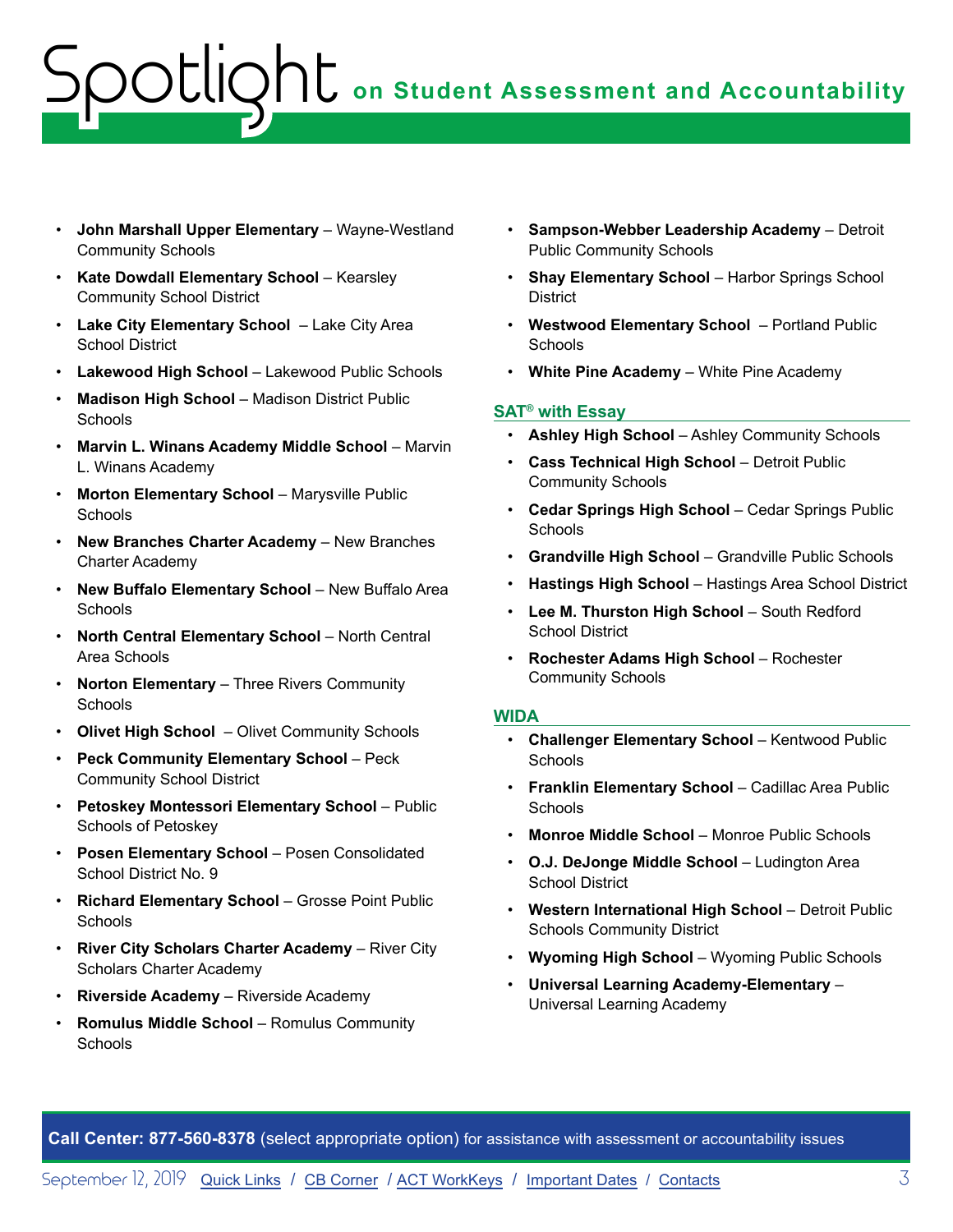- **John Marshall Upper Elementary** – Wayne-Westland Community Schools
- **Kate Dowdall Elementary School** – Kearsley Community School District
- **Lake City Elementary School** – Lake City Area School District
- **Lakewood High School** – Lakewood Public Schools
- **Madison High School** – Madison District Public Schools
- **Marvin L. Winans Academy Middle School** – Marvin L. Winans Academy
- **Morton Elementary School** – Marysville Public Schools
- **New Branches Charter Academy** – New Branches Charter Academy
- **New Buffalo Elementary School** – New Buffalo Area Schools
- **North Central Elementary School** – North Central Area Schools
- **Norton Elementary** – Three Rivers Community Schools
- **Olivet High School** – Olivet Community Schools
- **Peck Community Elementary School** – Peck Community School District
- **Petoskey Montessori Elementary School** – Public Schools of Petoskey
- **Posen Elementary School** – Posen Consolidated School District No. 9
- **Richard Elementary School** – Grosse Point Public Schools
- **River City Scholars Charter Academy** – River City Scholars Charter Academy
- **Riverside Academy** – Riverside Academy
- **Romulus Middle School** – Romulus Community Schools
- **Sampson-Webber Leadership Academy** – Detroit Public Community Schools
- **Shay Elementary School** – Harbor Springs School District
- **Westwood Elementary School** – Portland Public Schools
- **White Pine Academy** – White Pine Academy

### SAT® with Essay

- **Ashley High School** – Ashley Community Schools
- **Cass Technical High School** – Detroit Public Community Schools
- **Cedar Springs High School** – Cedar Springs Public Schools
- **Grandville High School** – Grandville Public Schools
- **Hastings High School** – Hastings Area School District
- **Lee M. Thurston High School** – South Redford School District
- **Rochester Adams High School** – Rochester Community Schools

### WIDA

- **Challenger Elementary School** – Kentwood Public Schools
- **Franklin Elementary School** – Cadillac Area Public Schools
- **Monroe Middle School** – Monroe Public Schools
- **O.J. DeJonge Middle School** – Ludington Area School District
- **Western International High School** – Detroit Public Schools Community District
- **Wyoming High School** – Wyoming Public Schools
- **Universal Learning Academy-Elementary** – Universal Learning Academy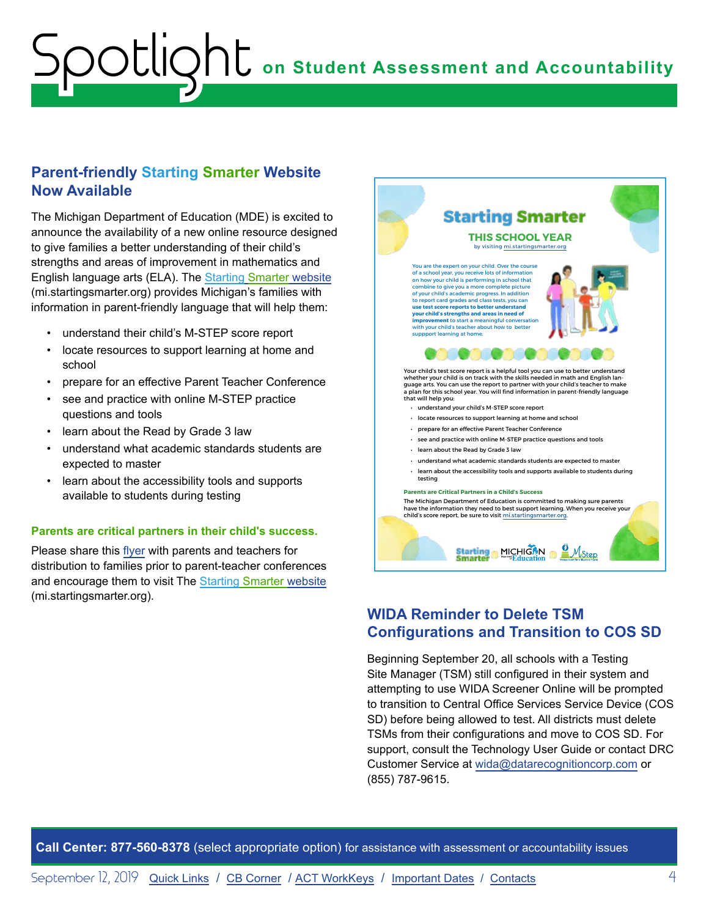## Parent-friendly Starting Smarter Website Now Available

The Michigan Department of Education (MDE) is excited to announce the availability of a new online resource designed to give families a better understanding of their child's strengths and areas of improvement in mathematics and English language arts (ELA). The Starting Smarter website (mi.startingsmarter.org) provides Michigan's families with information in parent-friendly language that will help them:

- understand their child's M-STEP score report
- locate resources to support learning at home and school
- prepare for an effective Parent Teacher Conference
- see and practice with online M-STEP practice questions and tools
- learn about the Read by Grade 3 law
- understand what academic standards students are expected to master
- learn about the accessibility tools and supports available to students during testing

**Parents are critical partners in their child's success.**

Please share this flyer with parents and teachers for distribution to families prior to parent-teacher conferences and encourage them to visit The Starting Smarter website (mi.startingsmarter.org).

**Starting Smarter**

**THIS SCHOOL YEAR**

by visiting mi.startingsmarter.org

You are the expert on your child. Over the course of a school year, you receive lots of information on how your child is performing in school that combine to give you a more complete picture of your child's academic progress. In addition to report card grades and class tests, you can **use test score reports to better understand your child's strengths and areas in need of improvement** to start a meaningful conversation with your child's teacher about how to better suppport learning at home.

Your child's test score report is a helpful tool you can use to better understand whether your child is on track with the skills needed in math and English language arts. You can use the report to partner with your child's teacher to make a plan for this school year. You will find information in parent-friendly language that will help you:

- understand your child's M-STEP score report
- locate resources to support learning at home and school
- prepare for an effective Parent Teacher Conference
- see and practice with online M-STEP practice questions and tools
- learn about the Read by Grade 3 law
- understand what academic standards students are expected to master
- learn about the accessibility tools and supports available to students during testing

**Parents are Critical Partners in a Child's Success**

The Michigan Department of Education is committed to making sure parents have the information they need to best support learning. When you receive your child's score report, be sure to visit mi.startingsmarter.org.

## WIDA Reminder to Delete TSM Configurations and Transition to COS SD

Beginning September 20, all schools with a Testing Site Manager (TSM) still configured in their system and attempting to use WIDA Screener Online will be prompted to transition to Central Office Services Service Device (COS SD) before being allowed to test. All districts must delete TSMs from their configurations and move to COS SD. For support, consult the Technology User Guide or contact DRC Customer Service at wida@datarecognitioncorp.com or (855) 787-9615.

**Call Center: 877-560-8378** (select appropriate option) for assistance with assessment or accountability issues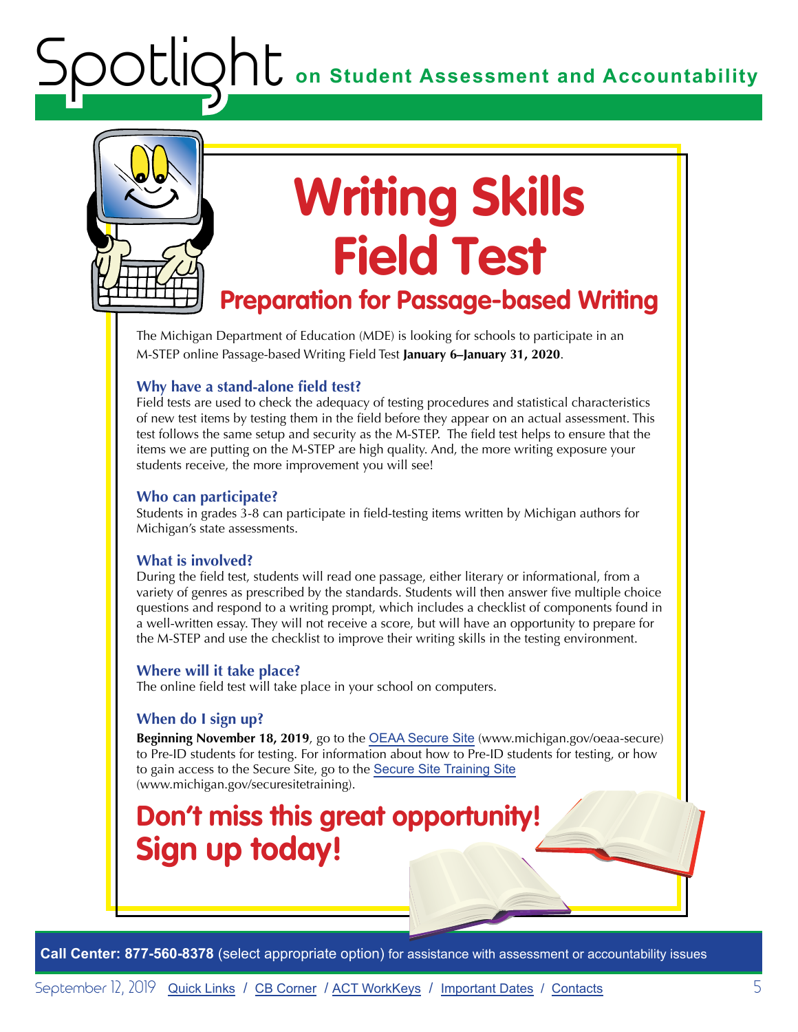# Writing Skills Field Test

## Preparation for Passage-based Writing

The Michigan Department of Education (MDE) is looking for schools to participate in an M-STEP online Passage-based Writing Field Test **January 6–January 31, 2020**.

### Why have a stand-alone field test?

Field tests are used to check the adequacy of testing procedures and statistical characteristics of new test items by testing them in the field before they appear on an actual assessment. This test follows the same setup and security as the M-STEP. The field test helps to ensure that the items we are putting on the M-STEP are high quality. And, the more writing exposure your students receive, the more improvement you will see!

### Who can participate?

Students in grades 3-8 can participate in field-testing items written by Michigan authors for Michigan's state assessments.

### What is involved?

During the field test, students will read one passage, either literary or informational, from a variety of genres as prescribed by the standards. Students will then answer five multiple choice questions and respond to a writing prompt, which includes a checklist of components found in a well-written essay. They will not receive a score, but will have an opportunity to prepare for the M-STEP and use the checklist to improve their writing skills in the testing environment.

### Where will it take place?

The online field test will take place in your school on computers.

### When do I sign up?

**Beginning November 18, 2019**, go to the OEAA Secure Site (www.michigan.gov/oeaa-secure) to Pre-ID students for testing. For information about how to Pre-ID students for testing, or how to gain access to the Secure Site, go to the Secure Site Training Site (www.michigan.gov/securesitetraining).

## Don't miss this great opportunity! Sign up today!

**Call Center: 877-560-8378** (select appropriate option) for assistance with assessment or accountability issues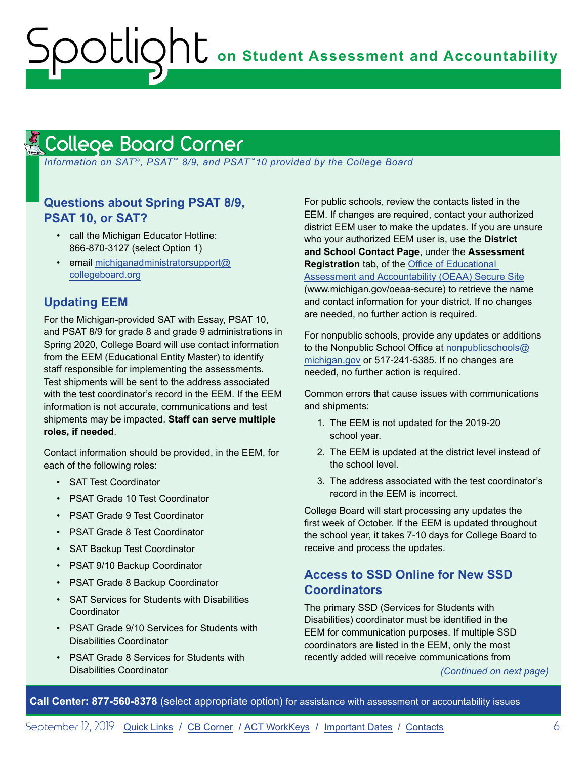## College Board Corner

*Information on SAT®, PSAT™ 8/9, and PSAT™10 provided by the College Board*

### Questions about Spring PSAT 8/9, PSAT 10, or SAT?

- call the Michigan Educator Hotline: 866-870-3127 (select Option 1)
- email michiganadministratorsupport@collegeboard.org

### Updating EEM

For the Michigan-provided SAT with Essay, PSAT 10, and PSAT 8/9 for grade 8 and grade 9 administrations in Spring 2020, College Board will use contact information from the EEM (Educational Entity Master) to identify staff responsible for implementing the assessments. Test shipments will be sent to the address associated with the test coordinator's record in the EEM. If the EEM information is not accurate, communications and test shipments may be impacted. **Staff can serve multiple roles, if needed**.

Contact information should be provided, in the EEM, for each of the following roles:

- SAT Test Coordinator
- PSAT Grade 10 Test Coordinator
- PSAT Grade 9 Test Coordinator
- PSAT Grade 8 Test Coordinator
- SAT Backup Test Coordinator
- PSAT 9/10 Backup Coordinator
- PSAT Grade 8 Backup Coordinator
- SAT Services for Students with Disabilities Coordinator
- PSAT Grade 9/10 Services for Students with Disabilities Coordinator
- PSAT Grade 8 Services for Students with Disabilities Coordinator

For public schools, review the contacts listed in the EEM. If changes are required, contact your authorized district EEM user to make the updates. If you are unsure who your authorized EEM user is, use the **District and School Contact Page**, under the **Assessment Registration** tab, of the Office of Educational Assessment and Accountability (OEAA) Secure Site (www.michigan.gov/oeaa-secure) to retrieve the name and contact information for your district. If no changes are needed, no further action is required.

For nonpublic schools, provide any updates or additions to the Nonpublic School Office at nonpublicschools@michigan.gov or 517-241-5385. If no changes are needed, no further action is required.

Common errors that cause issues with communications and shipments:

1. The EEM is not updated for the 2019-20 school year.
2. The EEM is updated at the district level instead of the school level.
3. The address associated with the test coordinator's record in the EEM is incorrect.

College Board will start processing any updates the first week of October. If the EEM is updated throughout the school year, it takes 7-10 days for College Board to receive and process the updates.

### Access to SSD Online for New SSD Coordinators

The primary SSD (Services for Students with Disabilities) coordinator must be identified in the EEM for communication purposes. If multiple SSD coordinators are listed in the EEM, only the most recently added will receive communications from

*(Continued on next page)*

**Call Center: 877-560-8378** (select appropriate option) for assistance with assessment or accountability issues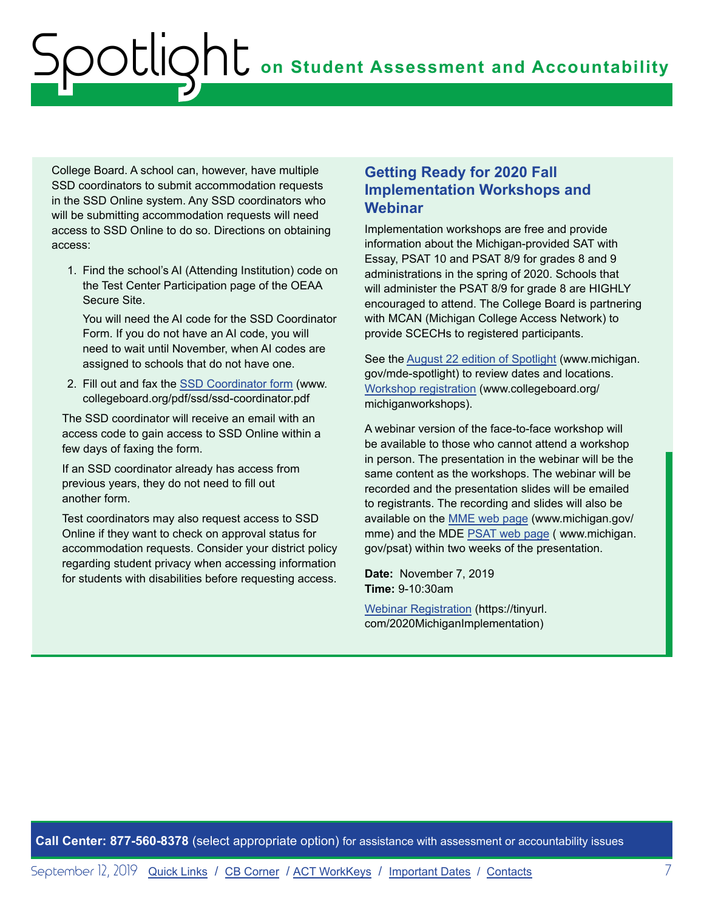College Board. A school can, however, have multiple SSD coordinators to submit accommodation requests in the SSD Online system. Any SSD coordinators who will be submitting accommodation requests will need access to SSD Online to do so. Directions on obtaining access:

1. Find the school's AI (Attending Institution) code on the Test Center Participation page of the OEAA Secure Site.

   You will need the AI code for the SSD Coordinator Form. If you do not have an AI code, you will need to wait until November, when AI codes are assigned to schools that do not have one.

2. Fill out and fax the SSD Coordinator form (www.collegeboard.org/pdf/ssd/ssd-coordinator.pdf

The SSD coordinator will receive an email with an access code to gain access to SSD Online within a few days of faxing the form.

If an SSD coordinator already has access from previous years, they do not need to fill out another form.

Test coordinators may also request access to SSD Online if they want to check on approval status for accommodation requests. Consider your district policy regarding student privacy when accessing information for students with disabilities before requesting access.

## Getting Ready for 2020 Fall Implementation Workshops and Webinar

Implementation workshops are free and provide information about the Michigan-provided SAT with Essay, PSAT 10 and PSAT 8/9 for grades 8 and 9 administrations in the spring of 2020. Schools that will administer the PSAT 8/9 for grade 8 are HIGHLY encouraged to attend. The College Board is partnering with MCAN (Michigan College Access Network) to provide SCECHs to registered participants.

See the August 22 edition of Spotlight (www.michigan.gov/mde-spotlight) to review dates and locations. Workshop registration (www.collegeboard.org/michiganworkshops).

A webinar version of the face-to-face workshop will be available to those who cannot attend a workshop in person. The presentation in the webinar will be the same content as the workshops. The webinar will be recorded and the presentation slides will be emailed to registrants. The recording and slides will also be available on the MME web page (www.michigan.gov/mme) and the MDE PSAT web page ( www.michigan.gov/psat) within two weeks of the presentation.

**Date:** November 7, 2019
**Time:** 9-10:30am

Webinar Registration (https://tinyurl.com/2020MichiganImplementation)

**Call Center: 877-560-8378** (select appropriate option) for assistance with assessment or accountability issues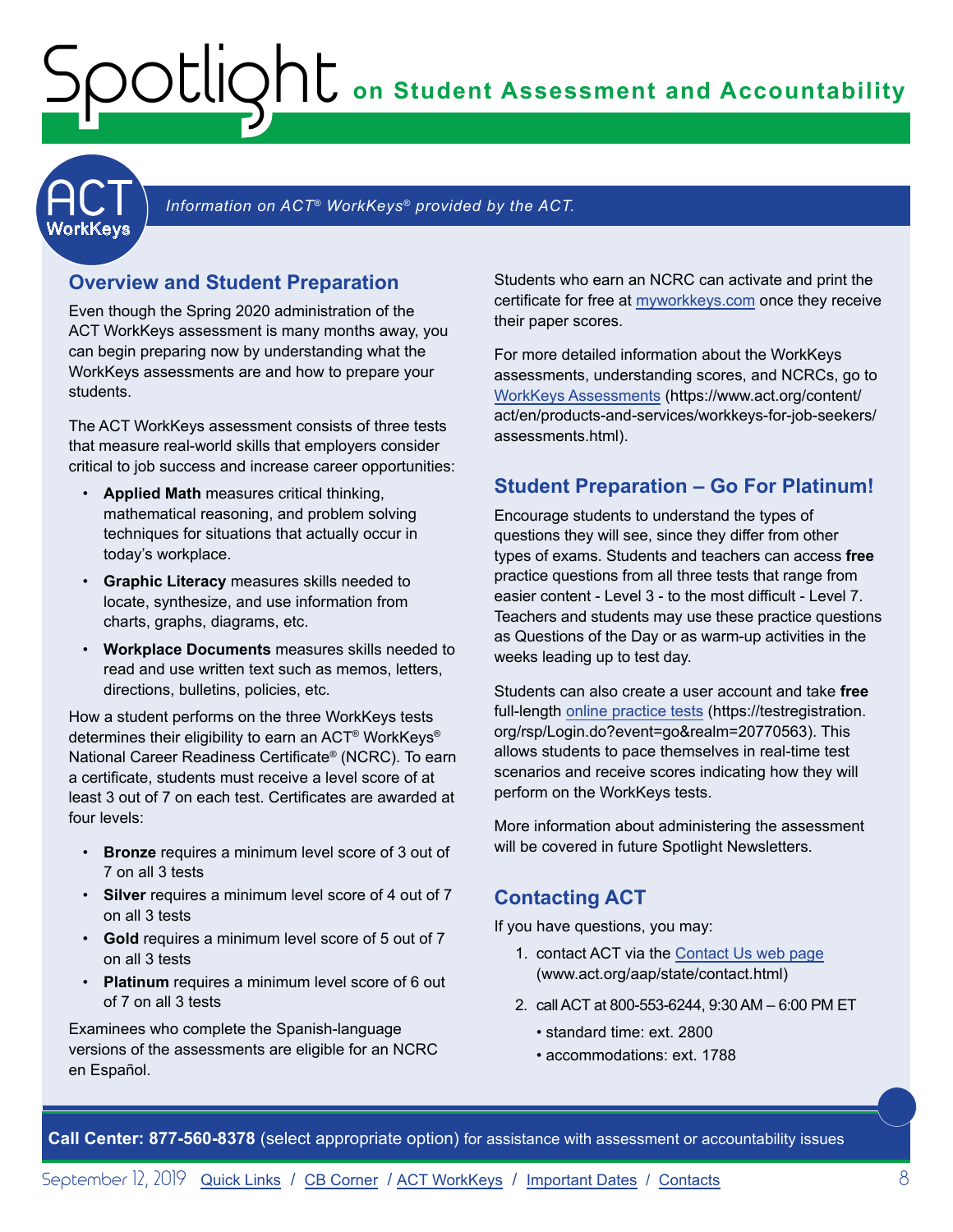# Spotlight on Student Assessment and Accountability

*Information on ACT® WorkKeys® provided by the ACT.*

## Overview and Student Preparation

Even though the Spring 2020 administration of the ACT WorkKeys assessment is many months away, you can begin preparing now by understanding what the WorkKeys assessments are and how to prepare your students.

The ACT WorkKeys assessment consists of three tests that measure real-world skills that employers consider critical to job success and increase career opportunities:

- **Applied Math** measures critical thinking, mathematical reasoning, and problem solving techniques for situations that actually occur in today's workplace.
- **Graphic Literacy** measures skills needed to locate, synthesize, and use information from charts, graphs, diagrams, etc.
- **Workplace Documents** measures skills needed to read and use written text such as memos, letters, directions, bulletins, policies, etc.

How a student performs on the three WorkKeys tests determines their eligibility to earn an ACT® WorkKeys® National Career Readiness Certificate® (NCRC). To earn a certificate, students must receive a level score of at least 3 out of 7 on each test. Certificates are awarded at four levels:

- **Bronze** requires a minimum level score of 3 out of 7 on all 3 tests
- **Silver** requires a minimum level score of 4 out of 7 on all 3 tests
- **Gold** requires a minimum level score of 5 out of 7 on all 3 tests
- **Platinum** requires a minimum level score of 6 out of 7 on all 3 tests

Examinees who complete the Spanish-language versions of the assessments are eligible for an NCRC en Español.

Students who earn an NCRC can activate and print the certificate for free at myworkkeys.com once they receive their paper scores.

For more detailed information about the WorkKeys assessments, understanding scores, and NCRCs, go to WorkKeys Assessments (https://www.act.org/content/act/en/products-and-services/workkeys-for-job-seekers/assessments.html).

## Student Preparation – Go For Platinum!

Encourage students to understand the types of questions they will see, since they differ from other types of exams. Students and teachers can access **free** practice questions from all three tests that range from easier content - Level 3 - to the most difficult - Level 7. Teachers and students may use these practice questions as Questions of the Day or as warm-up activities in the weeks leading up to test day.

Students can also create a user account and take **free** full-length online practice tests (https://testregistration.org/rsp/Login.do?event=go&realm=20770563). This allows students to pace themselves in real-time test scenarios and receive scores indicating how they will perform on the WorkKeys tests.

More information about administering the assessment will be covered in future Spotlight Newsletters.

## Contacting ACT

If you have questions, you may:

1. contact ACT via the Contact Us web page (www.act.org/aap/state/contact.html)
2. call ACT at 800-553-6244, 9:30 AM – 6:00 PM ET
   - standard time: ext. 2800
   - accommodations: ext. 1788

**Call Center: 877-560-8378** (select appropriate option) for assistance with assessment or accountability issues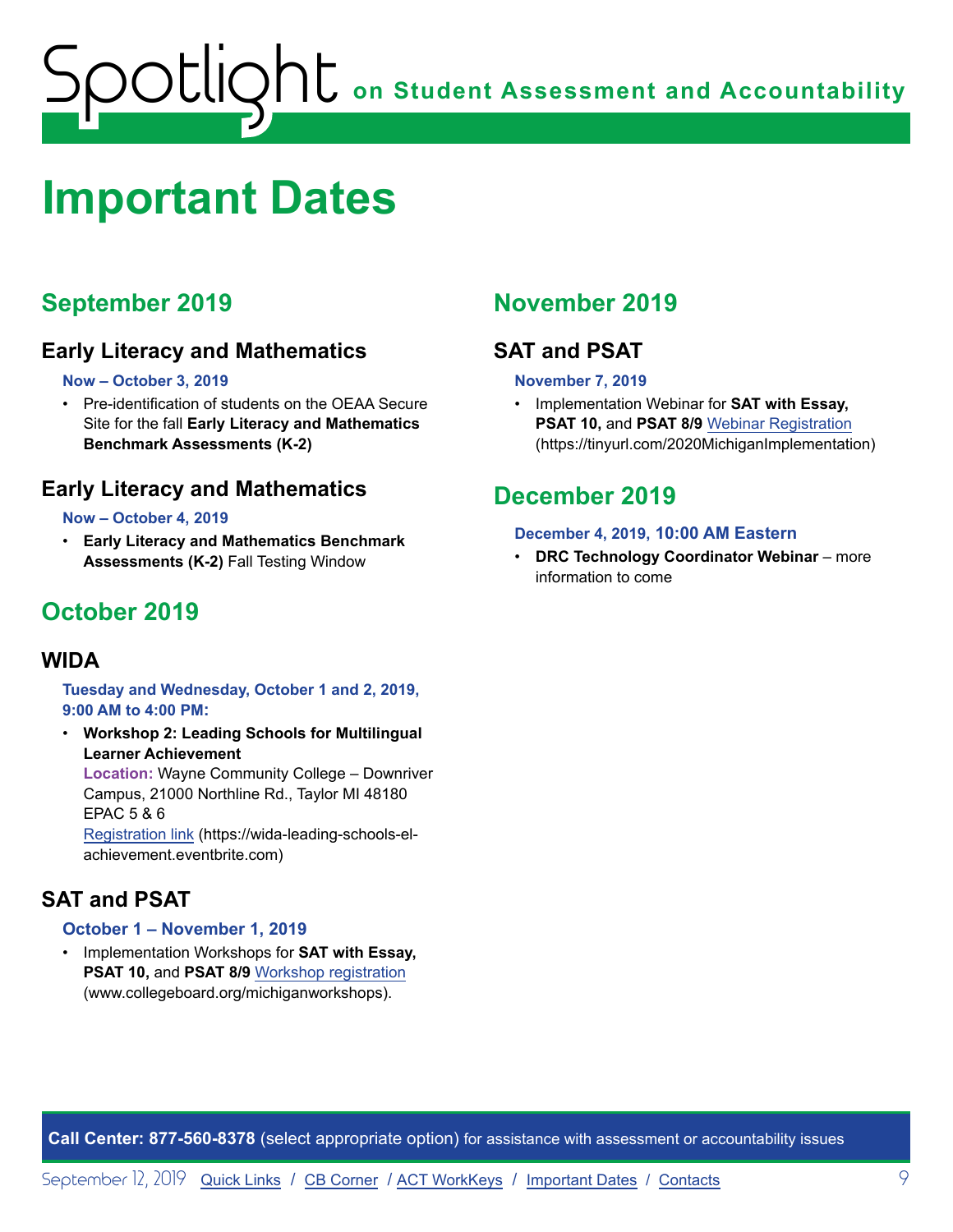# Important Dates

## September 2019

### Early Literacy and Mathematics

**Now – October 3, 2019**

- Pre-identification of students on the OEAA Secure Site for the fall **Early Literacy and Mathematics Benchmark Assessments (K-2)**

### Early Literacy and Mathematics

**Now – October 4, 2019**

- **Early Literacy and Mathematics Benchmark Assessments (K-2)** Fall Testing Window

## October 2019

### WIDA

**Tuesday and Wednesday, October 1 and 2, 2019, 9:00 AM to 4:00 PM:**

- **Workshop 2: Leading Schools for Multilingual Learner Achievement**
  **Location:** Wayne Community College – Downriver Campus, 21000 Northline Rd., Taylor MI 48180 EPAC 5 & 6
  Registration link (https://wida-leading-schools-el-achievement.eventbrite.com)

### SAT and PSAT

**October 1 – November 1, 2019**

- Implementation Workshops for **SAT with Essay, PSAT 10,** and **PSAT 8/9** Workshop registration (www.collegeboard.org/michiganworkshops).

## November 2019

### SAT and PSAT

**November 7, 2019**

- Implementation Webinar for **SAT with Essay, PSAT 10,** and **PSAT 8/9** Webinar Registration (https://tinyurl.com/2020MichiganImplementation)

## December 2019

**December 4, 2019, 10:00 AM Eastern**

- **DRC Technology Coordinator Webinar** – more information to come

**Call Center: 877-560-8378** (select appropriate option) for assistance with assessment or accountability issues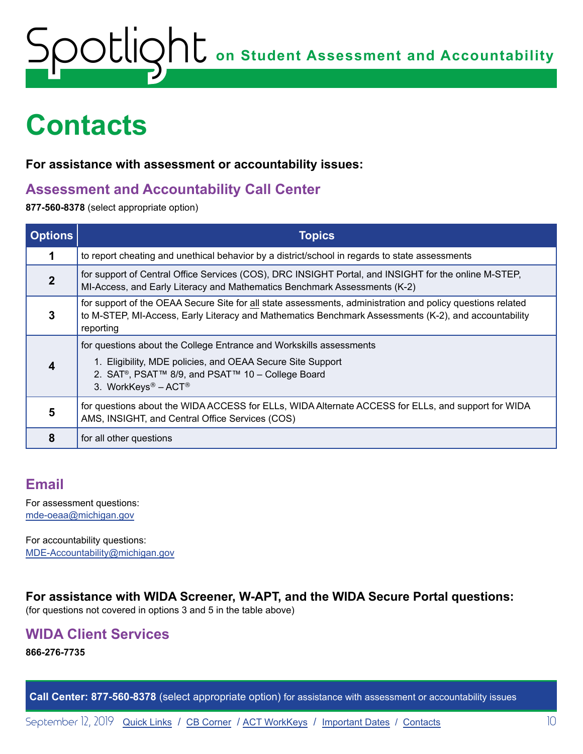# Contacts

**For assistance with assessment or accountability issues:**

## Assessment and Accountability Call Center

**877-560-8378** (select appropriate option)

| Options | Topics |
|---|---|
| **1** | to report cheating and unethical behavior by a district/school in regards to state assessments |
| **2** | for support of Central Office Services (COS), DRC INSIGHT Portal, and INSIGHT for the online M-STEP, MI-Access, and Early Literacy and Mathematics Benchmark Assessments (K-2) |
| **3** | for support of the OEAA Secure Site for all state assessments, administration and policy questions related to M-STEP, MI-Access, Early Literacy and Mathematics Benchmark Assessments (K-2), and accountability reporting |
| **4** | for questions about the College Entrance and Workskills assessments<br>1. Eligibility, MDE policies, and OEAA Secure Site Support<br>2. SAT®, PSAT™ 8/9, and PSAT™ 10 – College Board<br>3. WorkKeys® – ACT® |
| **5** | for questions about the WIDA ACCESS for ELLs, WIDA Alternate ACCESS for ELLs, and support for WIDA AMS, INSIGHT, and Central Office Services (COS) |
| **8** | for all other questions |

## Email

For assessment questions:
mde-oeaa@michigan.gov

For accountability questions:
MDE-Accountability@michigan.gov

**For assistance with WIDA Screener, W-APT, and the WIDA Secure Portal questions:**
(for questions not covered in options 3 and 5 in the table above)

## WIDA Client Services

**866-276-7735**

**Call Center: 877-560-8378** (select appropriate option) for assistance with assessment or accountability issues